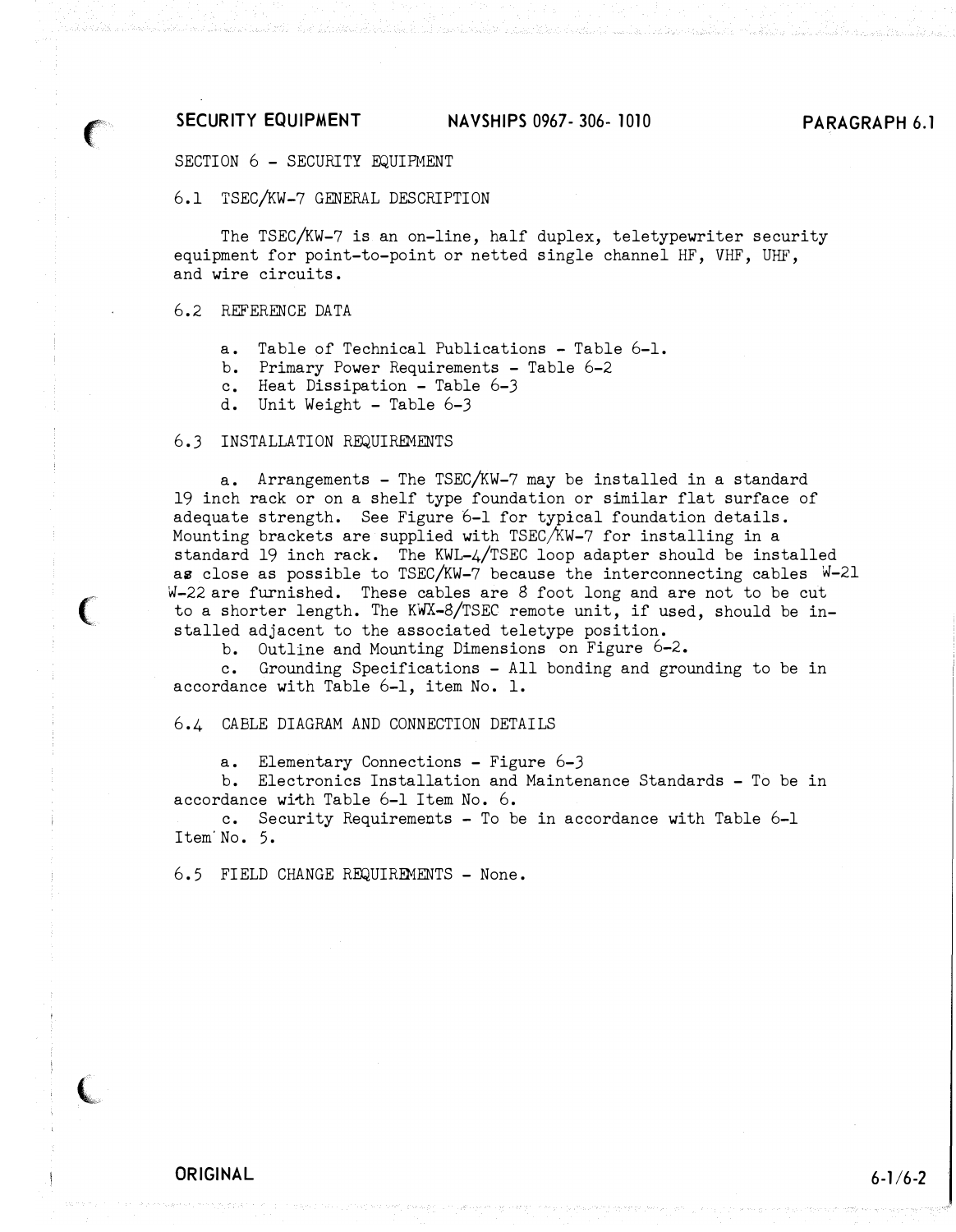# SECTION 6 - SECURITY EQUIPMENT

## 6.1 TSEC/KW-7 GENERAL DESCRIPTION

The TSEC/KW-7 is an on-line, half duplex, teletypewriter security equipment for point-to-point or netted single channel HF, VHF, UHF, and wire circuits.

## 6.2 REFERENCE DATA

a. Table of Technical Publications - Table 6-1.
b. Primary Power Requirements - Table 6-2
c. Heat Dissipation - Table 6-3
d. Unit Weight - Table 6-3

## 6.3 INSTALLATION REQUIREMENTS

a. Arrangements - The TSEC/KW-7 may be installed in a standard 19 inch rack or on a shelf type foundation or similar flat surface of adequate strength. See Figure 6-1 for typical foundation details. Mounting brackets are supplied with TSEC/KW-7 for installing in a standard 19 inch rack. The KWL-4/TSEC loop adapter should be installed as close as possible to TSEC/KW-7 because the interconnecting cables W-21 W-22 are furnished. These cables are 8 foot long and are not to be cut to a shorter length. The KWX-8/TSEC remote unit, if used, should be installed adjacent to the associated teletype position.
b. Outline and Mounting Dimensions on Figure 6-2.
c. Grounding Specifications - All bonding and grounding to be in accordance with Table 6-1, item No. 1.

## 6.4 CABLE DIAGRAM AND CONNECTION DETAILS

a. Elementary Connections - Figure 6-3
b. Electronics Installation and Maintenance Standards - To be in accordance with Table 6-1 Item No. 6.
c. Security Requirements - To be in accordance with Table 6-1 Item No. 5.

## 6.5 FIELD CHANGE REQUIREMENTS - None.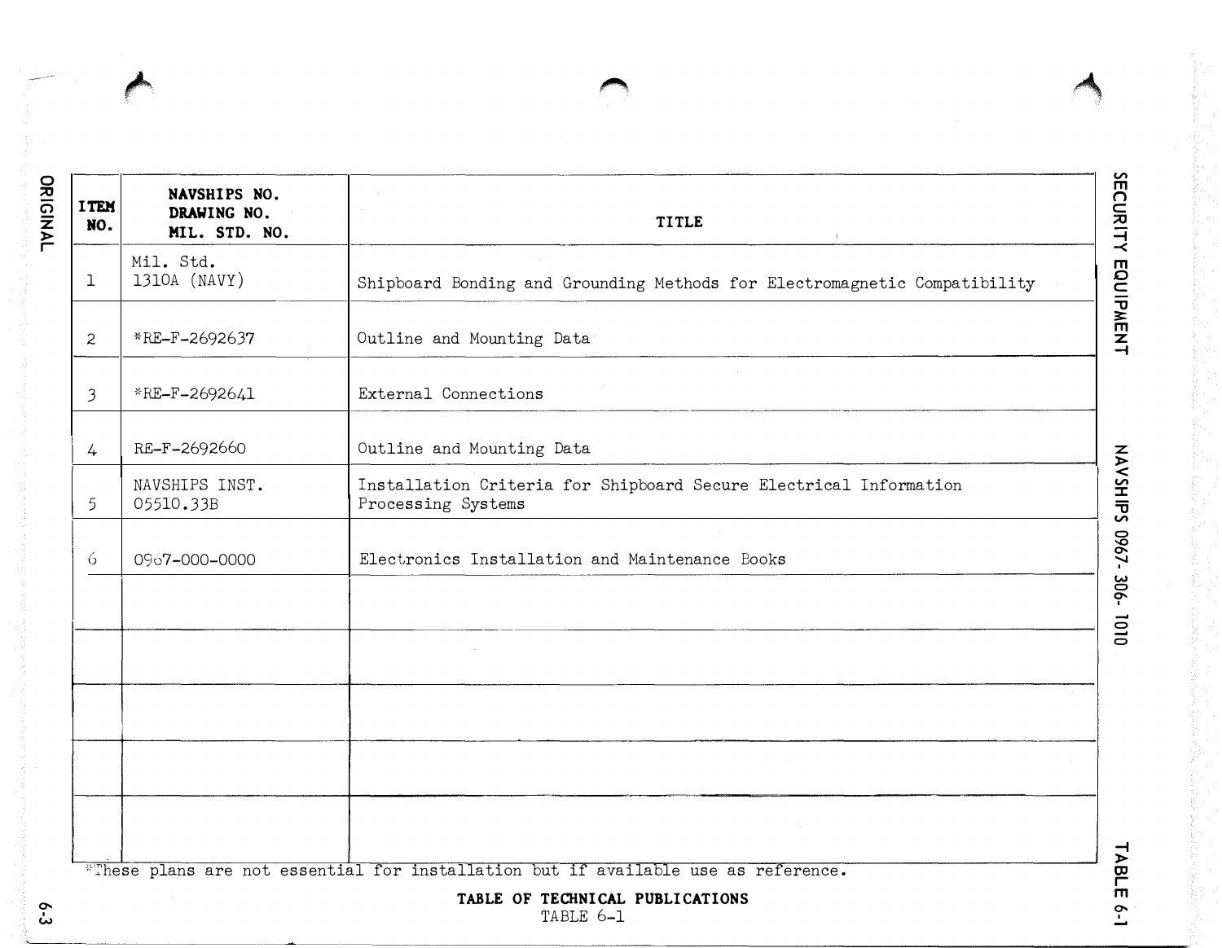| ITEM NO. | NAVSHIPS NO. DRAWING NO. MIL. STD. NO. | TITLE |
|---|---|---|
| 1 | Mil. Std. 1310A (NAVY) | Shipboard Bonding and Grounding Methods for Electromagnetic Compatibility |
| 2 | *RE-F-2692637 | Outline and Mounting Data |
| 3 | *RE-F-2692641 | External Connections |
| 4 | RE-F-2692660 | Outline and Mounting Data |
| 5 | NAVSHIPS INST. 05510.33B | Installation Criteria for Shipboard Secure Electrical Information Processing Systems |
| 6 | 0967-000-0000 | Electronics Installation and Maintenance Books |
| | | |
| | | |
| | | |
| | | |
| | | |

*These plans are not essential for installation but if available use as reference.

**TABLE OF TECHNICAL PUBLICATIONS**

TABLE 6-1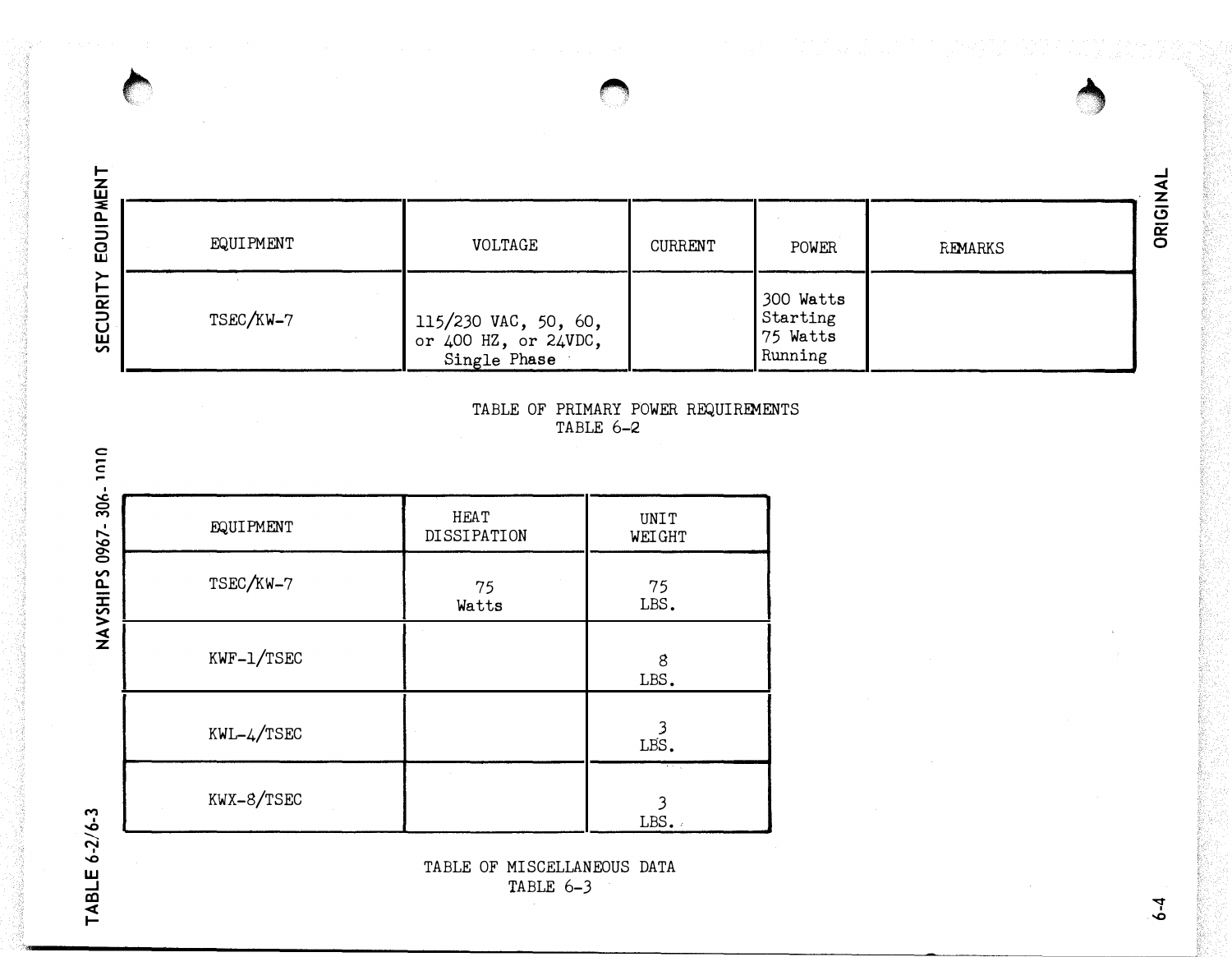| EQUIPMENT | VOLTAGE | CURRENT | POWER | REMARKS |
|---|---|---|---|---|
| TSEC/KW-7 | 115/230 VAC, 50, 60, or 400 HZ, or 24VDC, Single Phase | | 300 Watts Starting 75 Watts Running | |

TABLE OF PRIMARY POWER REQUIREMENTS
TABLE 6-2

| EQUIPMENT | HEAT DISSIPATION | UNIT WEIGHT |
|---|---|---|
| TSEC/KW-7 | 75 Watts | 75 LBS. |
| KWF-1/TSEC | | 8 LBS. |
| KWL-4/TSEC | | 3 LBS. |
| KWX-8/TSEC | | 3 LBS. |

TABLE OF MISCELLANEOUS DATA
TABLE 6-3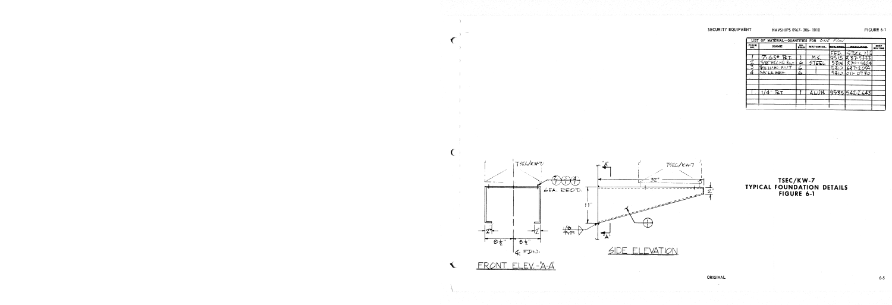LIST OF MATERIAL—QUANTITIES FOR ONE FDN

| PIECE NO. | NAME | NO. REQ'D | MATERIAL | FED. STOCK NO. | REMARKS | SHOP ROUTING |
|---|---|---|---|---|---|---|
| | | | | FED. | STOCK NO. | |
| 1 | 7.65# ℔T. | 1 | M.S. | 9515 | 237-5333 | |
| 2 | 3/8" HEX HD BLT | 6 | STEEL | 5306 | 270-9424 | |
| 3 | 3/8 HEX. NUT | 6 | | 5310 | 637-2094 | |
| 4 | 3/8 LK. WASH. | 6 | | 5310 | 011-0730 | |
| | | | | | | |
| | | | | | | |
| 1 | 1/4" ℔T. | 1 | ALUM. | 9535 | 542-2643 | |

FRONT ELEV. "A-A"

TSEC/KW-7

④③④ 6 EA. REQ'D.

2" 2"

8½" 8½"

℄ FDN.

SIDE ELEVATION

"A" "A"

TSEC/KW-7

32"

2"

11"

1/8 TYP.

①

# TSEC/KW-7 TYPICAL FOUNDATION DETAILS FIGURE 6-1

ORIGINAL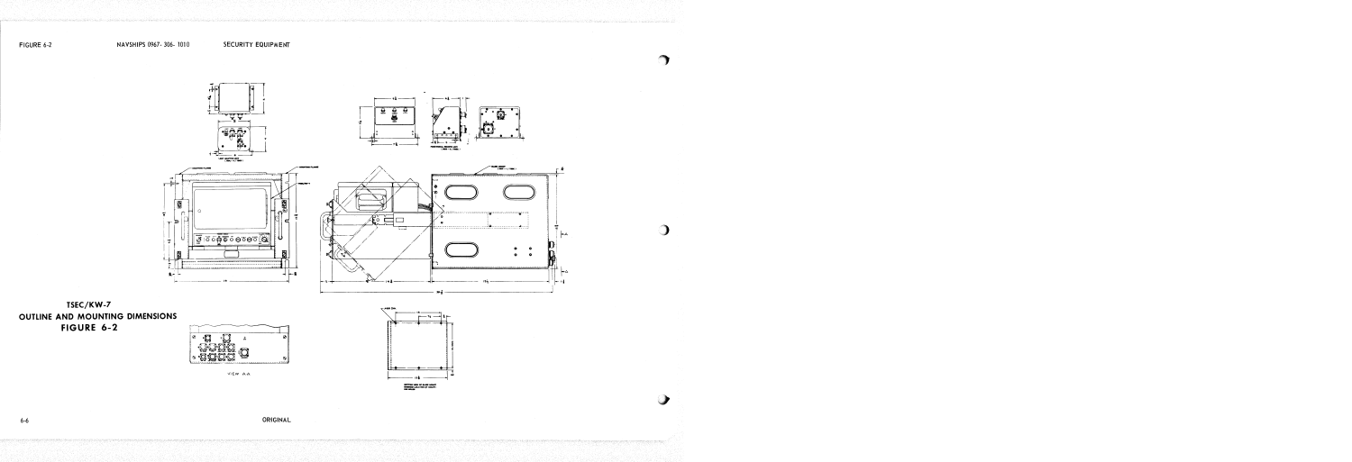TSEC/KW-7
OUTLINE AND MOUNTING DIMENSIONS
FIGURE 6-2

VIEW A-A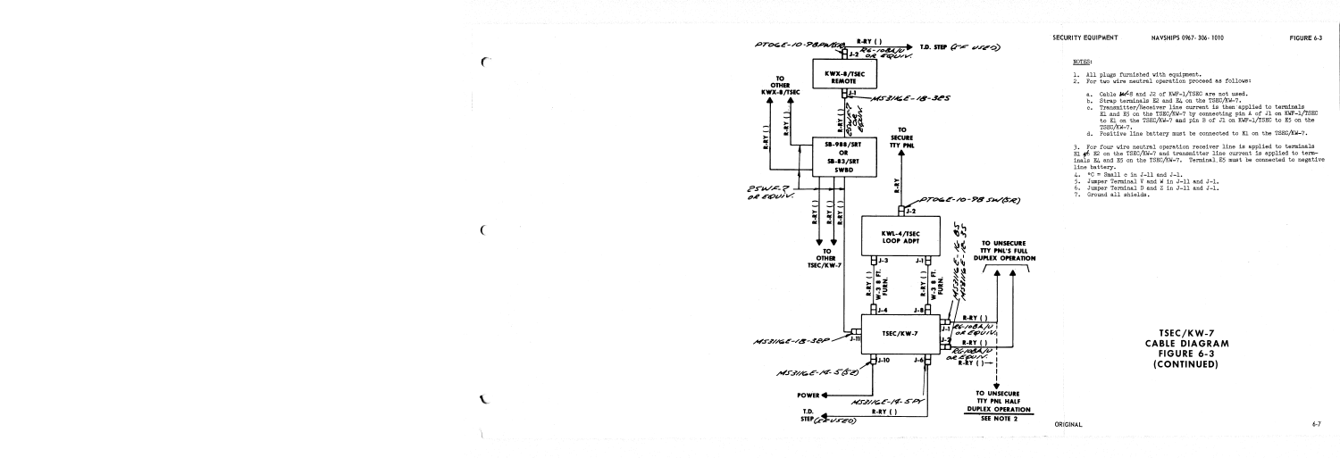NOTES:

1. All plugs furnished with equipment.
2. For two wire neutral operation proceed as follows:

   a. Cable W-8 and J2 of KWF-1/TSEC are not used.
   b. Strap terminals E2 and E4 on the TSEC/KW-7.
   c. Transmitter/Receiver line current is then applied to terminals E1 and E5 on the TSEC/KW-7 by connecting pin 4 of J1 on KWF-1/TSEC to E1 on the TSEC/KW-7 and pin B of J1 on KWF-1/TSEC to E5 on the TSEC/KW-7.
   d. Positive line battery must be connected to E1 on the TSEC/KW-7.

3. For four wire neutral operation receiver line is applied to terminals E1 & E2 on the TSEC/KW-7 and transmitter line current is applied to terminals E4 and E5 on the TSEC/KW-7. Terminal E5 must be connected to negative line battery.
4. *C = Small c in J-11 and J-1.
5. Jumper Terminal V and W in J-11 and J-1.
6. Jumper Terminal D and Z in J-11 and J-1.
7. Ground all shields.

TSEC/KW-7
CABLE DIAGRAM
FIGURE 6-3
(CONTINUED)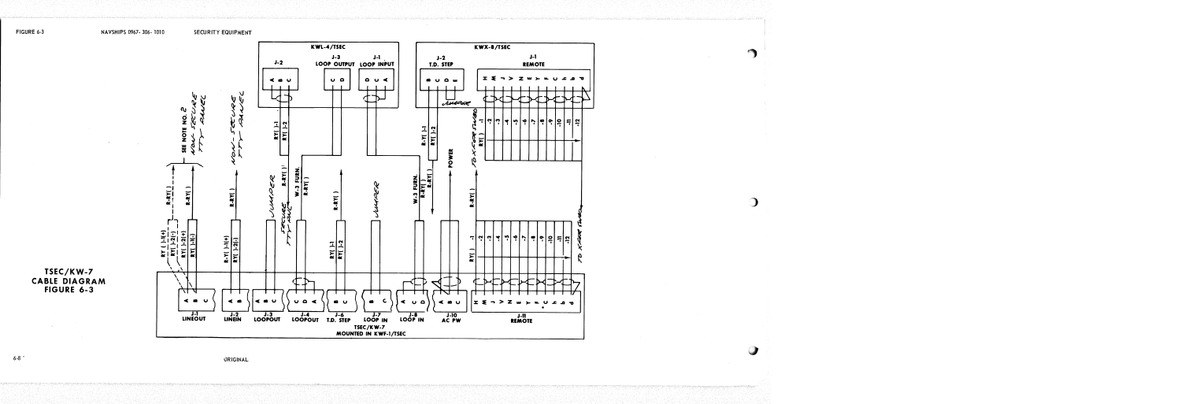TSEC/KW-7
CABLE DIAGRAM
FIGURE 6-3

KWL-4/TSEC

J-2

A B C

J-3
LOOP OUTPUT

C D

J-1
LOOP INPUT

D C A

KWX-8/TSEC

J-2
T.D. STEP

B C D E

JUMPER

J-1
REMOTE

H M J V N Y F C a b d

RY( ) J-1
RY( ) J-2

R-RY( )

W-3 FURN.

R-RY( )

R-Y( ) J-1
R-RY( )

W-3 FURN.

POWER

R-RY( )

RY( ) -1 -2 -3 -4 -5 -6 -7 -8 -9 -10 -11 -12

TO X-FER PANEL

SEE NOTE NO. 2
NON-SECURE
TTY PANEL

NON-SECURE
TTY PANEL

R-RY( )

R-RY( )

RY( ) J-1(+)
RY( ) J-2(-)
RY( ) J-2(+)
RY( ) J-1(-)

R-RY( )
RY( ) J-1(+)
RY( ) J-2(-)

JUMPER

SECURE
TTY PANEL

R-RY( )

RY( ) J-1
RY( ) J-2

JUMPER

R-RY( )

RY( ) -1 -2 -3 -4 -5 -6 -7 -8 -9 -10 -11 -12

TO X-FER PANEL

A B C
J-1
LINEOUT

A B
J-2
LINEIN

A B C
J-3
LOOPOUT

C D A
J-4
LOOPOUT

B C
J-6
T.D. STEP

B C
J-7
LOOP IN

A C D
J-8
LOOP IN

A B C
J-10
AC PW

H M J V N Y F C a b d
J-11
REMOTE

TSEC/KW-7
MOUNTED IN KWF-1/TSEC